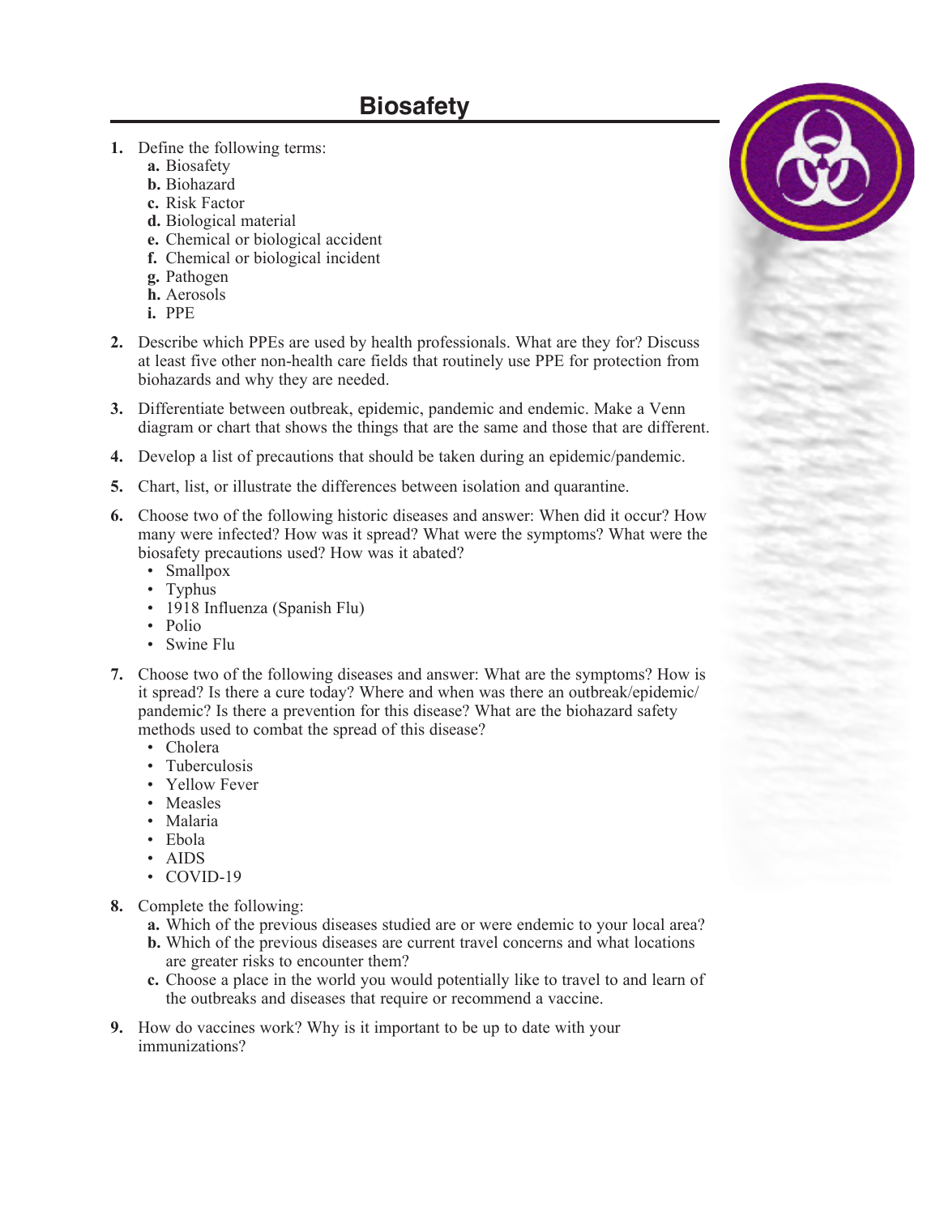# Biosafety

1. Define the following terms:
   - **a.** Biosafety
   - **b.** Biohazard
   - **c.** Risk Factor
   - **d.** Biological material
   - **e.** Chemical or biological accident
   - **f.** Chemical or biological incident
   - **g.** Pathogen
   - **h.** Aerosols
   - **i.** PPE

2. Describe which PPEs are used by health professionals. What are they for? Discuss at least five other non-health care fields that routinely use PPE for protection from biohazards and why they are needed.

3. Differentiate between outbreak, epidemic, pandemic and endemic. Make a Venn diagram or chart that shows the things that are the same and those that are different.

4. Develop a list of precautions that should be taken during an epidemic/pandemic.

5. Chart, list, or illustrate the differences between isolation and quarantine.

6. Choose two of the following historic diseases and answer: When did it occur? How many were infected? How was it spread? What were the symptoms? What were the biosafety precautions used? How was it abated?
   - Smallpox
   - Typhus
   - 1918 Influenza (Spanish Flu)
   - Polio
   - Swine Flu

7. Choose two of the following diseases and answer: What are the symptoms? How is it spread? Is there a cure today? Where and when was there an outbreak/epidemic/pandemic? Is there a prevention for this disease? What are the biohazard safety methods used to combat the spread of this disease?
   - Cholera
   - Tuberculosis
   - Yellow Fever
   - Measles
   - Malaria
   - Ebola
   - AIDS
   - COVID-19

8. Complete the following:
   - **a.** Which of the previous diseases studied are or were endemic to your local area?
   - **b.** Which of the previous diseases are current travel concerns and what locations are greater risks to encounter them?
   - **c.** Choose a place in the world you would potentially like to travel to and learn of the outbreaks and diseases that require or recommend a vaccine.

9. How do vaccines work? Why is it important to be up to date with your immunizations?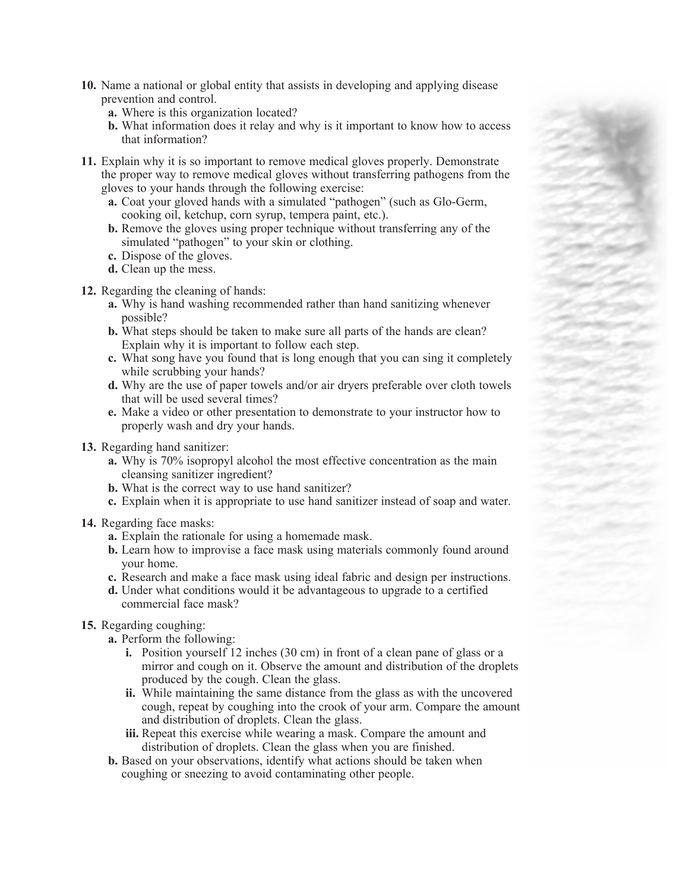10. Name a national or global entity that assists in developing and applying disease prevention and control.
    a. Where is this organization located?
    b. What information does it relay and why is it important to know how to access that information?

11. Explain why it is so important to remove medical gloves properly. Demonstrate the proper way to remove medical gloves without transferring pathogens from the gloves to your hands through the following exercise:
    a. Coat your gloved hands with a simulated "pathogen" (such as Glo-Germ, cooking oil, ketchup, corn syrup, tempera paint, etc.).
    b. Remove the gloves using proper technique without transferring any of the simulated "pathogen" to your skin or clothing.
    c. Dispose of the gloves.
    d. Clean up the mess.

12. Regarding the cleaning of hands:
    a. Why is hand washing recommended rather than hand sanitizing whenever possible?
    b. What steps should be taken to make sure all parts of the hands are clean? Explain why it is important to follow each step.
    c. What song have you found that is long enough that you can sing it completely while scrubbing your hands?
    d. Why are the use of paper towels and/or air dryers preferable over cloth towels that will be used several times?
    e. Make a video or other presentation to demonstrate to your instructor how to properly wash and dry your hands.

13. Regarding hand sanitizer:
    a. Why is 70% isopropyl alcohol the most effective concentration as the main cleansing sanitizer ingredient?
    b. What is the correct way to use hand sanitizer?
    c. Explain when it is appropriate to use hand sanitizer instead of soap and water.

14. Regarding face masks:
    a. Explain the rationale for using a homemade mask.
    b. Learn how to improvise a face mask using materials commonly found around your home.
    c. Research and make a face mask using ideal fabric and design per instructions.
    d. Under what conditions would it be advantageous to upgrade to a certified commercial face mask?

15. Regarding coughing:
    a. Perform the following:
        i. Position yourself 12 inches (30 cm) in front of a clean pane of glass or a mirror and cough on it. Observe the amount and distribution of the droplets produced by the cough. Clean the glass.
        ii. While maintaining the same distance from the glass as with the uncovered cough, repeat by coughing into the crook of your arm. Compare the amount and distribution of droplets. Clean the glass.
        iii. Repeat this exercise while wearing a mask. Compare the amount and distribution of droplets. Clean the glass when you are finished.
    b. Based on your observations, identify what actions should be taken when coughing or sneezing to avoid contaminating other people.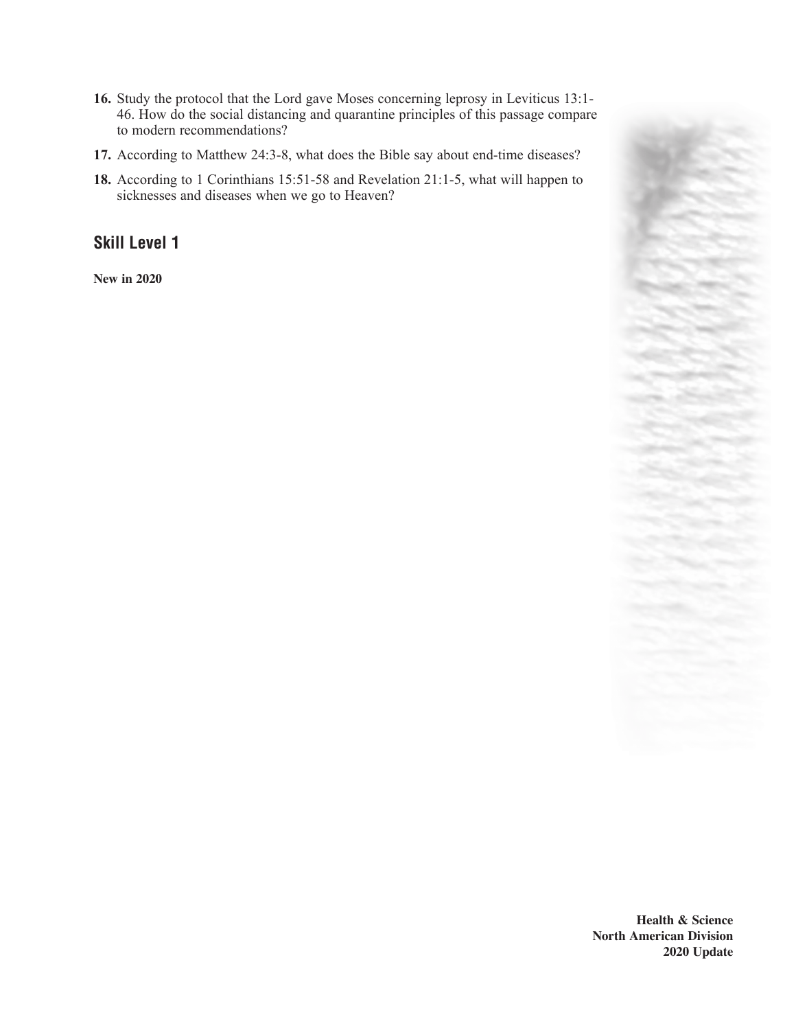16. Study the protocol that the Lord gave Moses concerning leprosy in Leviticus 13:1-46. How do the social distancing and quarantine principles of this passage compare to modern recommendations?

17. According to Matthew 24:3-8, what does the Bible say about end-time diseases?

18. According to 1 Corinthians 15:51-58 and Revelation 21:1-5, what will happen to sicknesses and diseases when we go to Heaven?

## Skill Level 1

**New in 2020**